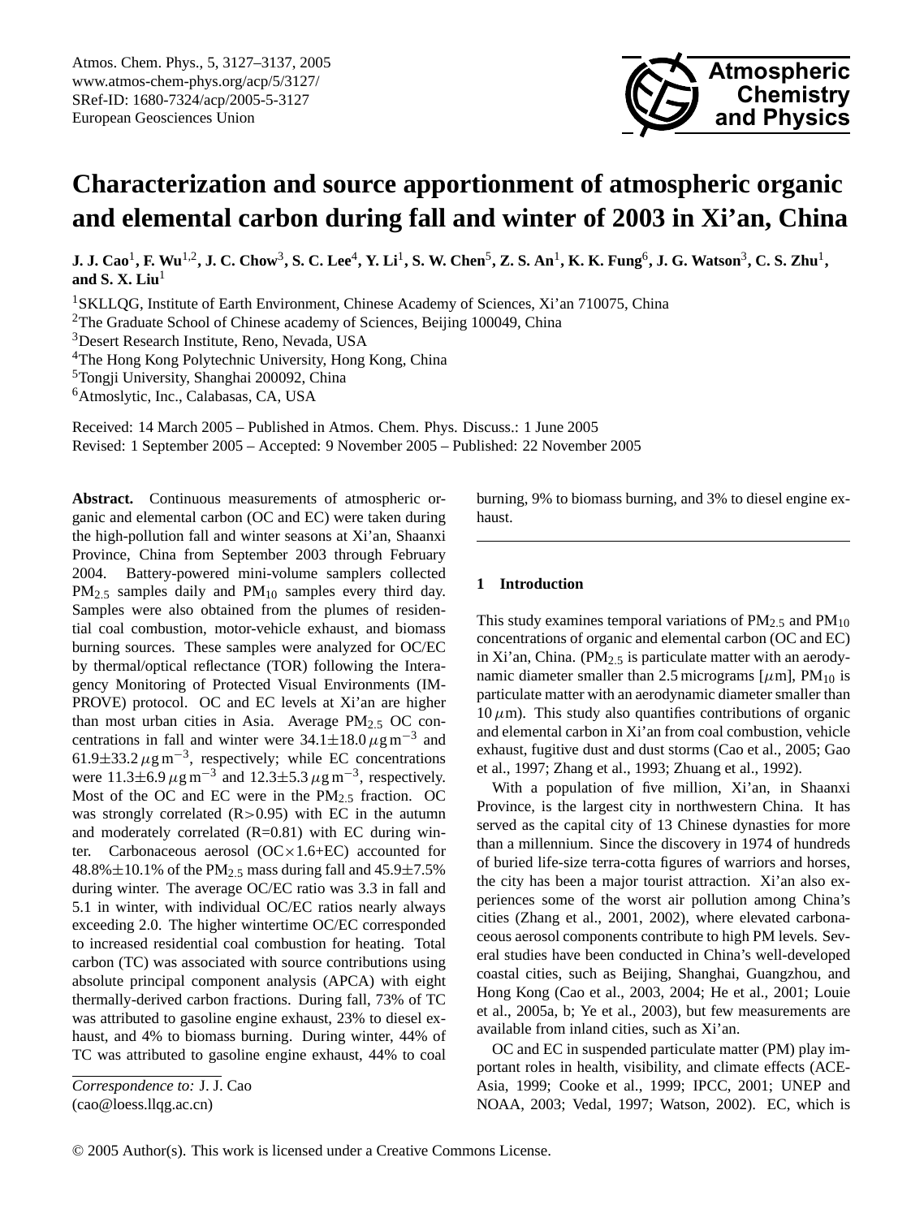# Characterization and source apportionment of atmospheric organic and elemental carbon during fall and winter of 2003 in Xi'an, China

**J. J. Cao[1], F. Wu[1,2], J. C. Chow[3], S. C. Lee[4], Y. Li[1], S. W. Chen[5], Z. S. An[1], K. K. Fung[6], J. G. Watson[3], C. S. Zhu[1], and S. X. Liu[1]**

[1]SKLLQG, Institute of Earth Environment, Chinese Academy of Sciences, Xi'an 710075, China
[2]The Graduate School of Chinese academy of Sciences, Beijing 100049, China
[3]Desert Research Institute, Reno, Nevada, USA
[4]The Hong Kong Polytechnic University, Hong Kong, China
[5]Tongji University, Shanghai 200092, China
[6]Atmoslytic, Inc., Calabasas, CA, USA

Received: 14 March 2005 – Published in Atmos. Chem. Phys. Discuss.: 1 June 2005
Revised: 1 September 2005 – Accepted: 9 November 2005 – Published: 22 November 2005

**Abstract.** Continuous measurements of atmospheric organic and elemental carbon (OC and EC) were taken during the high-pollution fall and winter seasons at Xi'an, Shaanxi Province, China from September 2003 through February 2004. Battery-powered mini-volume samplers collected $PM_{2.5}$ samples daily and $PM_{10}$ samples every third day. Samples were also obtained from the plumes of residential coal combustion, motor-vehicle exhaust, and biomass burning sources. These samples were analyzed for OC/EC by thermal/optical reflectance (TOR) following the Interagency Monitoring of Protected Visual Environments (IMPROVE) protocol. OC and EC levels at Xi'an are higher than most urban cities in Asia. Average $PM_{2.5}$ OC concentrations in fall and winter were $34.1\pm18.0\,\mu g\,m^{-3}$ and $61.9\pm33.2\,\mu g\,m^{-3}$, respectively; while EC concentrations were $11.3\pm6.9\,\mu g\,m^{-3}$ and $12.3\pm5.3\,\mu g\,m^{-3}$, respectively. Most of the OC and EC were in the $PM_{2.5}$ fraction. OC was strongly correlated ($R>0.95$) with EC in the autumn and moderately correlated ($R=0.81$) with EC during winter. Carbonaceous aerosol ($OC\times1.6+EC$) accounted for $48.8\%\pm10.1\%$ of the $PM_{2.5}$ mass during fall and $45.9\pm7.5\%$ during winter. The average OC/EC ratio was 3.3 in fall and 5.1 in winter, with individual OC/EC ratios nearly always exceeding 2.0. The higher wintertime OC/EC corresponded to increased residential coal combustion for heating. Total carbon (TC) was associated with source contributions using absolute principal component analysis (APCA) with eight thermally-derived carbon fractions. During fall, 73% of TC was attributed to gasoline engine exhaust, 23% to diesel exhaust, and 4% to biomass burning. During winter, 44% of TC was attributed to gasoline engine exhaust, 44% to coal burning, 9% to biomass burning, and 3% to diesel engine exhaust.

*Correspondence to:* J. J. Cao
(cao@loess.llqg.ac.cn)

## 1 Introduction

This study examines temporal variations of $PM_{2.5}$ and $PM_{10}$ concentrations of organic and elemental carbon (OC and EC) in Xi'an, China. ($PM_{2.5}$ is particulate matter with an aerodynamic diameter smaller than 2.5 micrograms [$\mu$m], $PM_{10}$ is particulate matter with an aerodynamic diameter smaller than $10\,\mu$m). This study also quantifies contributions of organic and elemental carbon in Xi'an from coal combustion, vehicle exhaust, fugitive dust and dust storms (Cao et al., 2005; Gao et al., 1997; Zhang et al., 1993; Zhuang et al., 1992).

With a population of five million, Xi'an, in Shaanxi Province, is the largest city in northwestern China. It has served as the capital city of 13 Chinese dynasties for more than a millennium. Since the discovery in 1974 of hundreds of buried life-size terra-cotta figures of warriors and horses, the city has been a major tourist attraction. Xi'an also experiences some of the worst air pollution among China's cities (Zhang et al., 2001, 2002), where elevated carbonaceous aerosol components contribute to high PM levels. Several studies have been conducted in China's well-developed coastal cities, such as Beijing, Shanghai, Guangzhou, and Hong Kong (Cao et al., 2003, 2004; He et al., 2001; Louie et al., 2005a, b; Ye et al., 2003), but few measurements are available from inland cities, such as Xi'an.

OC and EC in suspended particulate matter (PM) play important roles in health, visibility, and climate effects (ACE-Asia, 1999; Cooke et al., 1999; IPCC, 2001; UNEP and NOAA, 2003; Vedal, 1997; Watson, 2002). EC, which is

© 2005 Author(s). This work is licensed under a Creative Commons License.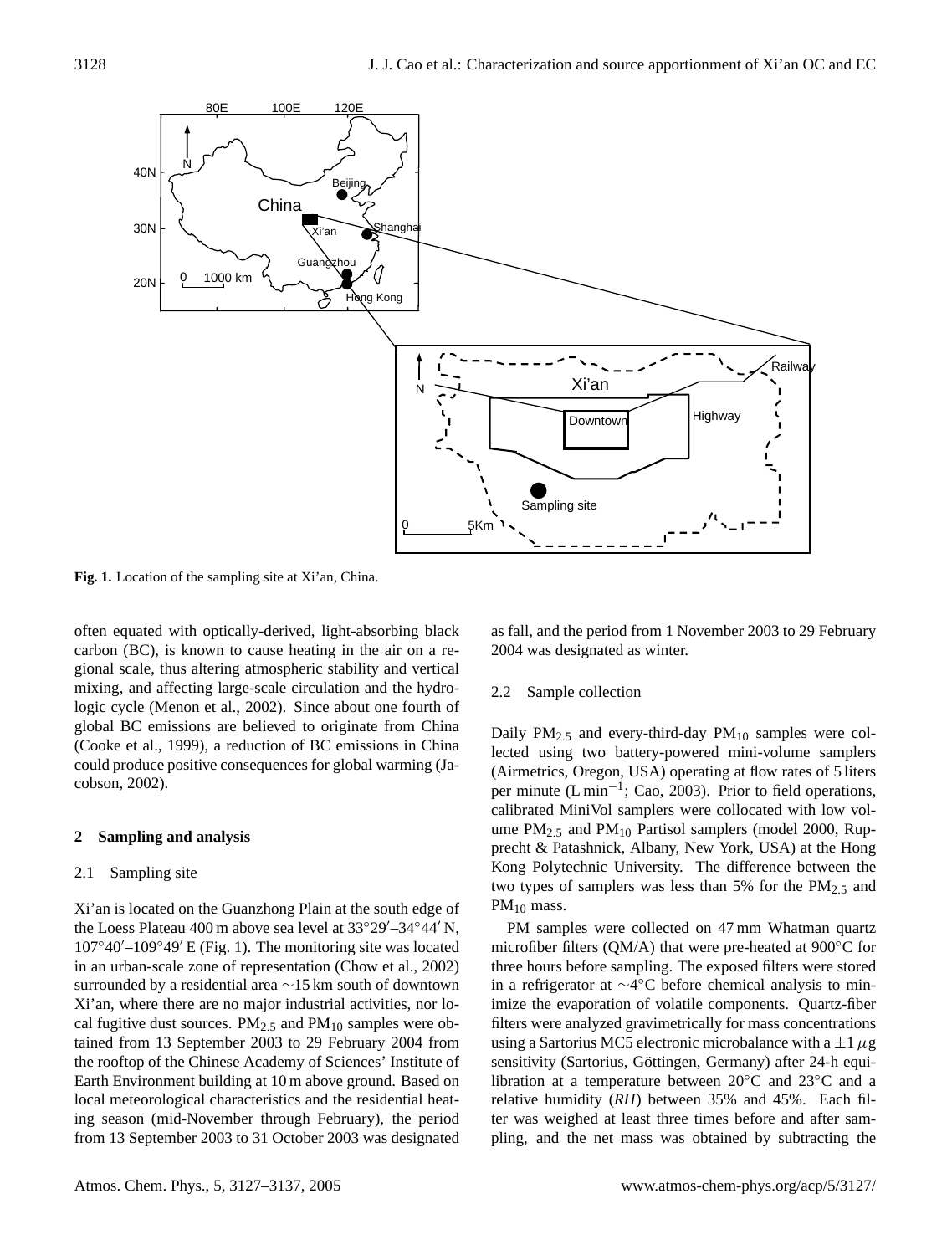Fig. 1. Location of the sampling site at Xi'an, China.

often equated with optically-derived, light-absorbing black carbon (BC), is known to cause heating in the air on a regional scale, thus altering atmospheric stability and vertical mixing, and affecting large-scale circulation and the hydrologic cycle (Menon et al., 2002). Since about one fourth of global BC emissions are believed to originate from China (Cooke et al., 1999), a reduction of BC emissions in China could produce positive consequences for global warming (Jacobson, 2002).

## 2 Sampling and analysis

### 2.1 Sampling site

Xi'an is located on the Guanzhong Plain at the south edge of the Loess Plateau 400 m above sea level at 33°29′–34°44′ N, 107°40′–109°49′ E (Fig. 1). The monitoring site was located in an urban-scale zone of representation (Chow et al., 2002) surrounded by a residential area ∼15 km south of downtown Xi'an, where there are no major industrial activities, nor local fugitive dust sources. $PM_{2.5}$ and $PM_{10}$ samples were obtained from 13 September 2003 to 29 February 2004 from the rooftop of the Chinese Academy of Sciences' Institute of Earth Environment building at 10 m above ground. Based on local meteorological characteristics and the residential heating season (mid-November through February), the period from 13 September 2003 to 31 October 2003 was designated as fall, and the period from 1 November 2003 to 29 February 2004 was designated as winter.

### 2.2 Sample collection

Daily $PM_{2.5}$ and every-third-day $PM_{10}$ samples were collected using two battery-powered mini-volume samplers (Airmetrics, Oregon, USA) operating at flow rates of 5 liters per minute (L $min^{-1}$; Cao, 2003). Prior to field operations, calibrated MiniVol samplers were collocated with low volume $PM_{2.5}$ and $PM_{10}$ Partisol samplers (model 2000, Rupprecht & Patashnick, Albany, New York, USA) at the Hong Kong Polytechnic University. The difference between the two types of samplers was less than 5% for the $PM_{2.5}$ and $PM_{10}$ mass.

PM samples were collected on 47 mm Whatman quartz microfiber filters (QM/A) that were pre-heated at 900°C for three hours before sampling. The exposed filters were stored in a refrigerator at ∼4°C before chemical analysis to minimize the evaporation of volatile components. Quartz-fiber filters were analyzed gravimetrically for mass concentrations using a Sartorius MC5 electronic microbalance with a $\pm 1\,\mu$g sensitivity (Sartorius, Göttingen, Germany) after 24-h equilibration at a temperature between 20°C and 23°C and a relative humidity (*RH*) between 35% and 45%. Each filter was weighed at least three times before and after sampling, and the net mass was obtained by subtracting the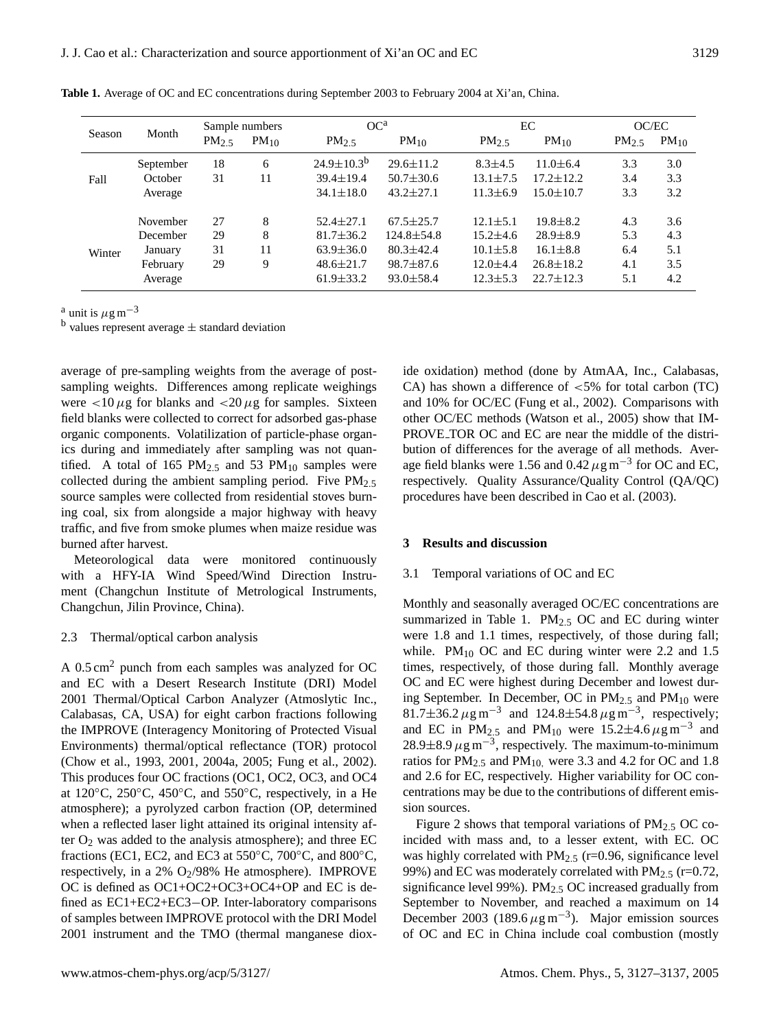**Table 1.** Average of OC and EC concentrations during September 2003 to February 2004 at Xi'an, China.

| Season | Month | Sample numbers | | OC[a] | | EC | | OC/EC | |
|---|---|---|---|---|---|---|---|---|---|
| | | $PM_{2.5}$ | $PM_{10}$ | $PM_{2.5}$ | $PM_{10}$ | $PM_{2.5}$ | $PM_{10}$ | $PM_{2.5}$ | $PM_{10}$ |
| Fall | September | 18 | 6 | 24.9±10.3[b] | 29.6±11.2 | 8.3±4.5 | 11.0±6.4 | 3.3 | 3.0 |
| | October | 31 | 11 | 39.4±19.4 | 50.7±30.6 | 13.1±7.5 | 17.2±12.2 | 3.4 | 3.3 |
| | Average | | | 34.1±18.0 | 43.2±27.1 | 11.3±6.9 | 15.0±10.7 | 3.3 | 3.2 |
| Winter | November | 27 | 8 | 52.4±27.1 | 67.5±25.7 | 12.1±5.1 | 19.8±8.2 | 4.3 | 3.6 |
| | December | 29 | 8 | 81.7±36.2 | 124.8±54.8 | 15.2±4.6 | 28.9±8.9 | 5.3 | 4.3 |
| | January | 31 | 11 | 63.9±36.0 | 80.3±42.4 | 10.1±5.8 | 16.1±8.8 | 6.4 | 5.1 |
| | February | 29 | 9 | 48.6±21.7 | 98.7±87.6 | 12.0±4.4 | 26.8±18.2 | 4.1 | 3.5 |
| | Average | | | 61.9±33.2 | 93.0±58.4 | 12.3±5.3 | 22.7±12.3 | 5.1 | 4.2 |

[a] unit is $\mu g\,m^{-3}$
[b] values represent average ± standard deviation

average of pre-sampling weights from the average of post-sampling weights. Differences among replicate weighings were $<10\,\mu g$ for blanks and $<20\,\mu g$ for samples. Sixteen field blanks were collected to correct for adsorbed gas-phase organic components. Volatilization of particle-phase organics during and immediately after sampling was not quantified. A total of 165 $PM_{2.5}$ and 53 $PM_{10}$ samples were collected during the ambient sampling period. Five $PM_{2.5}$ source samples were collected from residential stoves burning coal, six from alongside a major highway with heavy traffic, and five from smoke plumes when maize residue was burned after harvest.

Meteorological data were monitored continuously with a HFY-IA Wind Speed/Wind Direction Instrument (Changchun Institute of Metrological Instruments, Changchun, Jilin Province, China).

### 2.3 Thermal/optical carbon analysis

A $0.5\,cm^2$ punch from each samples was analyzed for OC and EC with a Desert Research Institute (DRI) Model 2001 Thermal/Optical Carbon Analyzer (Atmoslytic Inc., Calabasas, CA, USA) for eight carbon fractions following the IMPROVE (Interagency Monitoring of Protected Visual Environments) thermal/optical reflectance (TOR) protocol (Chow et al., 1993, 2001, 2004a, 2005; Fung et al., 2002). This produces four OC fractions (OC1, OC2, OC3, and OC4 at 120°C, 250°C, 450°C, and 550°C, respectively, in a He atmosphere); a pyrolyzed carbon fraction (OP, determined when a reflected laser light attained its original intensity after $O_2$ was added to the analysis atmosphere); and three EC fractions (EC1, EC2, and EC3 at 550°C, 700°C, and 800°C, respectively, in a 2% $O_2$/98% He atmosphere). IMPROVE OC is defined as OC1+OC2+OC3+OC4+OP and EC is defined as EC1+EC2+EC3−OP. Inter-laboratory comparisons of samples between IMPROVE protocol with the DRI Model 2001 instrument and the TMO (thermal manganese dioxide oxidation) method (done by AtmAA, Inc., Calabasas, CA) has shown a difference of <5% for total carbon (TC) and 10% for OC/EC (Fung et al., 2002). Comparisons with other OC/EC methods (Watson et al., 2005) show that IMPROVE_TOR OC and EC are near the middle of the distribution of differences for the average of all methods. Average field blanks were 1.56 and $0.42\,\mu g\,m^{-3}$ for OC and EC, respectively. Quality Assurance/Quality Control (QA/QC) procedures have been described in Cao et al. (2003).

## 3 Results and discussion

### 3.1 Temporal variations of OC and EC

Monthly and seasonally averaged OC/EC concentrations are summarized in Table 1. $PM_{2.5}$ OC and EC during winter were 1.8 and 1.1 times, respectively, of those during fall; while. $PM_{10}$ OC and EC during winter were 2.2 and 1.5 times, respectively, of those during fall. Monthly average OC and EC were highest during December and lowest during September. In December, OC in $PM_{2.5}$ and $PM_{10}$ were $81.7\pm36.2\,\mu g\,m^{-3}$ and $124.8\pm54.8\,\mu g\,m^{-3}$, respectively; and EC in $PM_{2.5}$ and $PM_{10}$ were $15.2\pm4.6\,\mu g\,m^{-3}$ and $28.9\pm8.9\,\mu g\,m^{-3}$, respectively. The maximum-to-minimum ratios for $PM_{2.5}$ and $PM_{10}$, were 3.3 and 4.2 for OC and 1.8 and 2.6 for EC, respectively. Higher variability for OC concentrations may be due to the contributions of different emission sources.

Figure 2 shows that temporal variations of $PM_{2.5}$ OC coincided with mass and, to a lesser extent, with EC. OC was highly correlated with $PM_{2.5}$ (r=0.96, significance level 99%) and EC was moderately correlated with $PM_{2.5}$ (r=0.72, significance level 99%). $PM_{2.5}$ OC increased gradually from September to November, and reached a maximum on 14 December 2003 ($189.6\,\mu g\,m^{-3}$). Major emission sources of OC and EC in China include coal combustion (mostly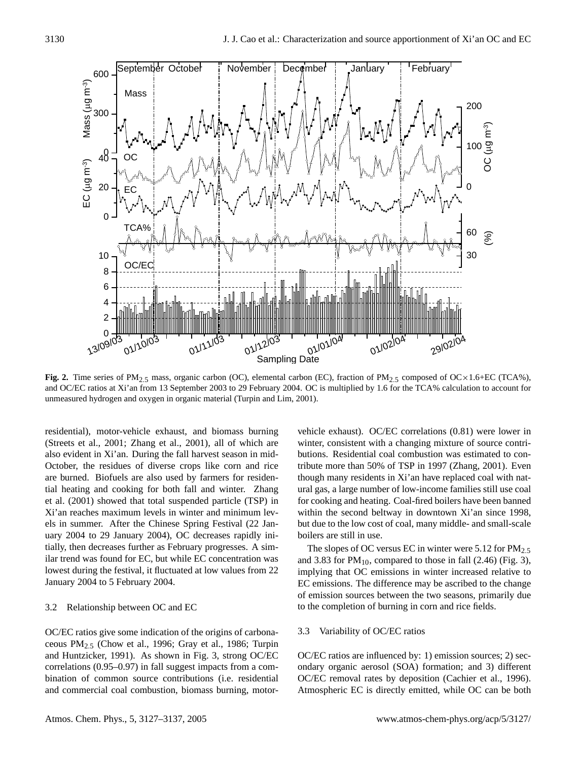**Fig. 2.** Time series of $PM_{2.5}$ mass, organic carbon (OC), elemental carbon (EC), fraction of $PM_{2.5}$ composed of OC×1.6+EC (TCA%), and OC/EC ratios at Xi'an from 13 September 2003 to 29 February 2004. OC is multiplied by 1.6 for the TCA% calculation to account for unmeasured hydrogen and oxygen in organic material (Turpin and Lim, 2001).

residential), motor-vehicle exhaust, and biomass burning (Streets et al., 2001; Zhang et al., 2001), all of which are also evident in Xi'an. During the fall harvest season in mid-October, the residues of diverse crops like corn and rice are burned. Biofuels are also used by farmers for residential heating and cooking for both fall and winter. Zhang et al. (2001) showed that total suspended particle (TSP) in Xi'an reaches maximum levels in winter and minimum levels in summer. After the Chinese Spring Festival (22 January 2004 to 29 January 2004), OC decreases rapidly initially, then decreases further as February progresses. A similar trend was found for EC, but while EC concentration was lowest during the festival, it fluctuated at low values from 22 January 2004 to 5 February 2004.

### 3.2 Relationship between OC and EC

OC/EC ratios give some indication of the origins of carbonaceous $PM_{2.5}$ (Chow et al., 1996; Gray et al., 1986; Turpin and Huntzicker, 1991). As shown in Fig. 3, strong OC/EC correlations (0.95–0.97) in fall suggest impacts from a combination of common source contributions (i.e. residential and commercial coal combustion, biomass burning, motor-vehicle exhaust). OC/EC correlations (0.81) were lower in winter, consistent with a changing mixture of source contributions. Residential coal combustion was estimated to contribute more than 50% of TSP in 1997 (Zhang, 2001). Even though many residents in Xi'an have replaced coal with natural gas, a large number of low-income families still use coal for cooking and heating. Coal-fired boilers have been banned within the second beltway in downtown Xi'an since 1998, but due to the low cost of coal, many middle- and small-scale boilers are still in use.

The slopes of OC versus EC in winter were 5.12 for $PM_{2.5}$ and 3.83 for $PM_{10}$, compared to those in fall (2.46) (Fig. 3), implying that OC emissions in winter increased relative to EC emissions. The difference may be ascribed to the change of emission sources between the two seasons, primarily due to the completion of burning in corn and rice fields.

### 3.3 Variability of OC/EC ratios

OC/EC ratios are influenced by: 1) emission sources; 2) secondary organic aerosol (SOA) formation; and 3) different OC/EC removal rates by deposition (Cachier et al., 1996). Atmospheric EC is directly emitted, while OC can be both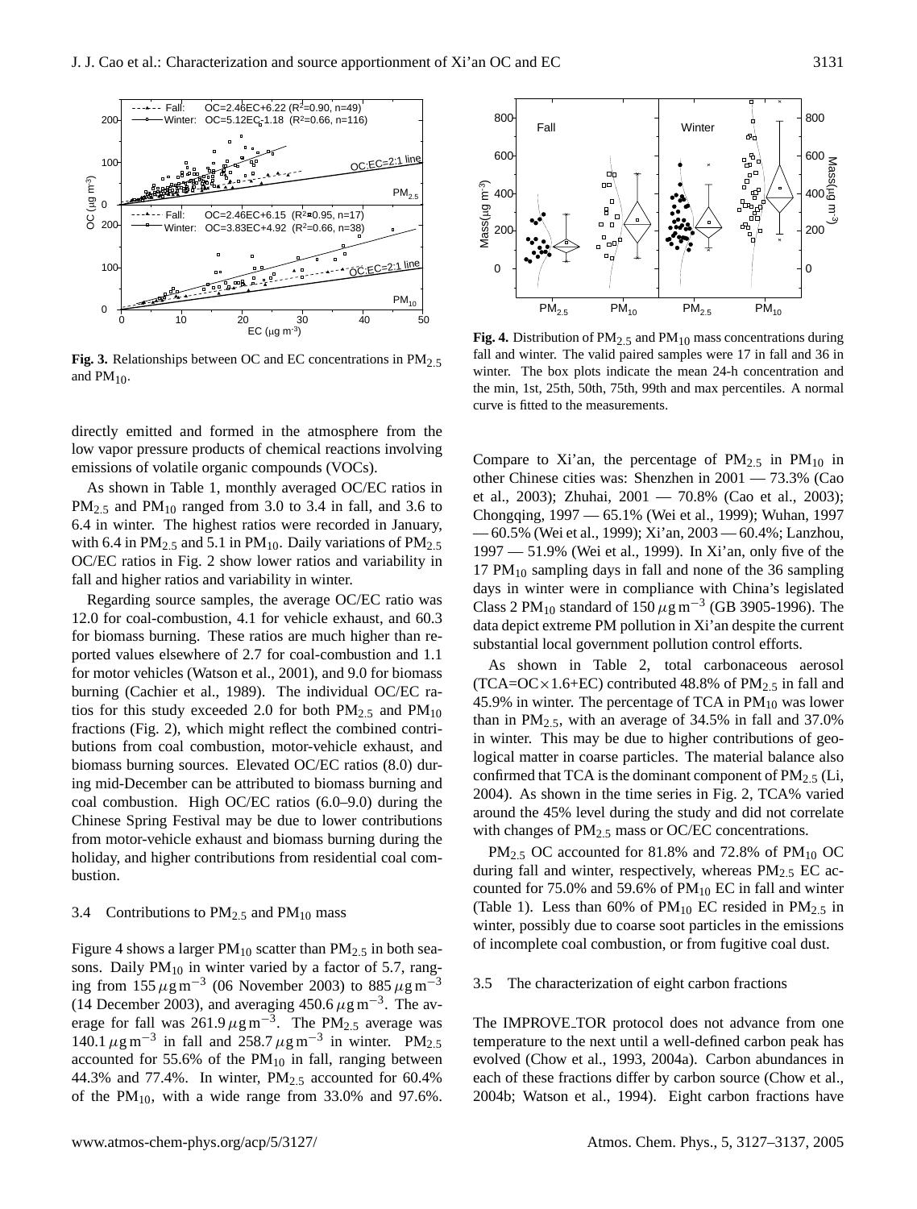**Fig. 3.** Relationships between OC and EC concentrations in $PM_{2.5}$ and $PM_{10}$.

**Fig. 4.** Distribution of $PM_{2.5}$ and $PM_{10}$ mass concentrations during fall and winter. The valid paired samples were 17 in fall and 36 in winter. The box plots indicate the mean 24-h concentration and the min, 1st, 25th, 50th, 75th, 99th and max percentiles. A normal curve is fitted to the measurements.

directly emitted and formed in the atmosphere from the low vapor pressure products of chemical reactions involving emissions of volatile organic compounds (VOCs).

As shown in Table 1, monthly averaged OC/EC ratios in $PM_{2.5}$ and $PM_{10}$ ranged from 3.0 to 3.4 in fall, and 3.6 to 6.4 in winter. The highest ratios were recorded in January, with 6.4 in $PM_{2.5}$ and 5.1 in $PM_{10}$. Daily variations of $PM_{2.5}$ OC/EC ratios in Fig. 2 show lower ratios and variability in fall and higher ratios and variability in winter.

Regarding source samples, the average OC/EC ratio was 12.0 for coal-combustion, 4.1 for vehicle exhaust, and 60.3 for biomass burning. These ratios are much higher than reported values elsewhere of 2.7 for coal-combustion and 1.1 for motor vehicles (Watson et al., 2001), and 9.0 for biomass burning (Cachier et al., 1989). The individual OC/EC ratios for this study exceeded 2.0 for both $PM_{2.5}$ and $PM_{10}$ fractions (Fig. 2), which might reflect the combined contributions from coal combustion, motor-vehicle exhaust, and biomass burning sources. Elevated OC/EC ratios (8.0) during mid-December can be attributed to biomass burning and coal combustion. High OC/EC ratios (6.0–9.0) during the Chinese Spring Festival may be due to lower contributions from motor-vehicle exhaust and biomass burning during the holiday, and higher contributions from residential coal combustion.

### 3.4 Contributions to $PM_{2.5}$ and $PM_{10}$ mass

Figure 4 shows a larger $PM_{10}$ scatter than $PM_{2.5}$ in both seasons. Daily $PM_{10}$ in winter varied by a factor of 5.7, ranging from $155\,\mu g\,m^{-3}$ (06 November 2003) to $885\,\mu g\,m^{-3}$ (14 December 2003), and averaging $450.6\,\mu g\,m^{-3}$. The average for fall was $261.9\,\mu g\,m^{-3}$. The $PM_{2.5}$ average was $140.1\,\mu g\,m^{-3}$ in fall and $258.7\,\mu g\,m^{-3}$ in winter. $PM_{2.5}$ accounted for 55.6% of the $PM_{10}$ in fall, ranging between 44.3% and 77.4%. In winter, $PM_{2.5}$ accounted for 60.4% of the $PM_{10}$, with a wide range from 33.0% and 97.6%. Compare to Xi'an, the percentage of $PM_{2.5}$ in $PM_{10}$ in other Chinese cities was: Shenzhen in 2001 — 73.3% (Cao et al., 2003); Zhuhai, 2001 — 70.8% (Cao et al., 2003); Chongqing, 1997 — 65.1% (Wei et al., 1999); Wuhan, 1997 — 60.5% (Wei et al., 1999); Xi'an, 2003 — 60.4%; Lanzhou, 1997 — 51.9% (Wei et al., 1999). In Xi'an, only five of the 17 $PM_{10}$ sampling days in fall and none of the 36 sampling days in winter were in compliance with China's legislated Class 2 $PM_{10}$ standard of $150\,\mu g\,m^{-3}$ (GB 3905-1996). The data depict extreme PM pollution in Xi'an despite the current substantial local government pollution control efforts.

As shown in Table 2, total carbonaceous aerosol (TCA=OC×1.6+EC) contributed 48.8% of $PM_{2.5}$ in fall and 45.9% in winter. The percentage of TCA in $PM_{10}$ was lower than in $PM_{2.5}$, with an average of 34.5% in fall and 37.0% in winter. This may be due to higher contributions of geological matter in coarse particles. The material balance also confirmed that TCA is the dominant component of $PM_{2.5}$ (Li, 2004). As shown in the time series in Fig. 2, TCA% varied around the 45% level during the study and did not correlate with changes of $PM_{2.5}$ mass or OC/EC concentrations.

$PM_{2.5}$ OC accounted for 81.8% and 72.8% of $PM_{10}$ OC during fall and winter, respectively, whereas $PM_{2.5}$ EC accounted for 75.0% and 59.6% of $PM_{10}$ EC in fall and winter (Table 1). Less than 60% of $PM_{10}$ EC resided in $PM_{2.5}$ in winter, possibly due to coarse soot particles in the emissions of incomplete coal combustion, or from fugitive coal dust.

### 3.5 The characterization of eight carbon fractions

The IMPROVE_TOR protocol does not advance from one temperature to the next until a well-defined carbon peak has evolved (Chow et al., 1993, 2004a). Carbon abundances in each of these fractions differ by carbon source (Chow et al., 2004b; Watson et al., 1994). Eight carbon fractions have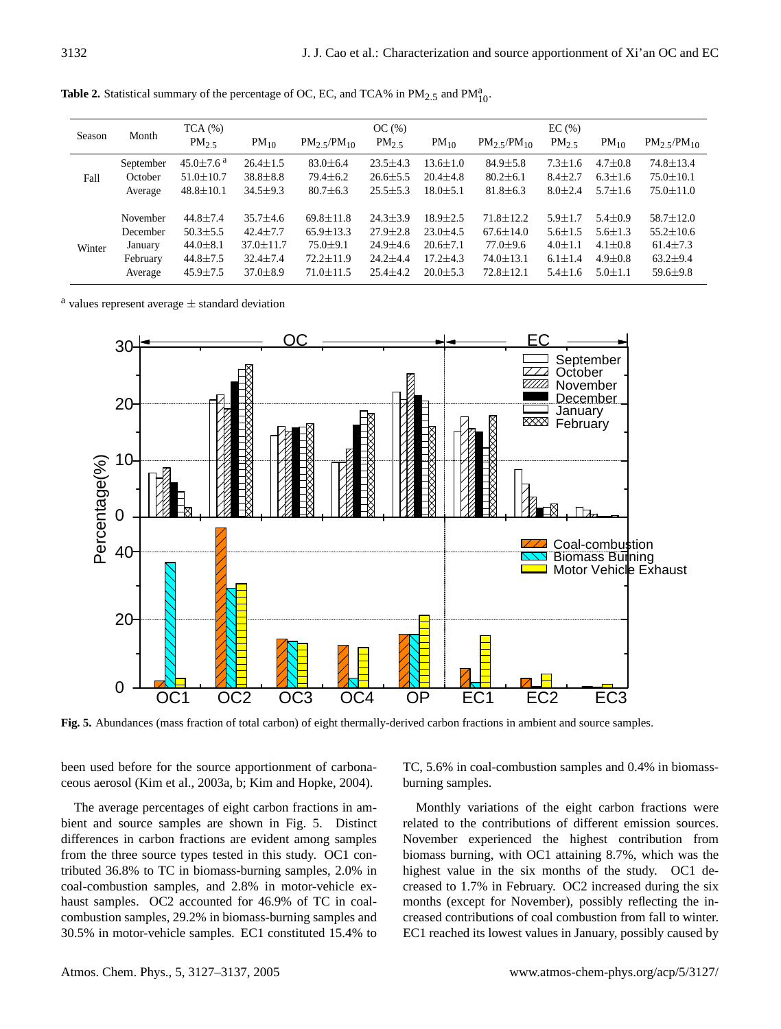**Table 2.** Statistical summary of the percentage of OC, EC, and TCA% in $PM_{2.5}$ and $PM_{10}^{a}$.

| Season | Month | TCA (%) $PM_{2.5}$ | $PM_{10}$ | $PM_{2.5}/PM_{10}$ | OC (%) $PM_{2.5}$ | $PM_{10}$ | $PM_{2.5}/PM_{10}$ | EC (%) $PM_{2.5}$ | $PM_{10}$ | $PM_{2.5}/PM_{10}$ |
|---|---|---|---|---|---|---|---|---|---|---|
| Fall | September | 45.0±7.6 [a] | 26.4±1.5 | 83.0±6.4 | 23.5±4.3 | 13.6±1.0 | 84.9±5.8 | 7.3±1.6 | 4.7±0.8 | 74.8±13.4 |
| | October | 51.0±10.7 | 38.8±8.8 | 79.4±6.2 | 26.6±5.5 | 20.4±4.8 | 80.2±6.1 | 8.4±2.7 | 6.3±1.6 | 75.0±10.1 |
| | Average | 48.8±10.1 | 34.5±9.3 | 80.7±6.3 | 25.5±5.3 | 18.0±5.1 | 81.8±6.3 | 8.0±2.4 | 5.7±1.6 | 75.0±11.0 |
| Winter | November | 44.8±7.4 | 35.7±4.6 | 69.8±11.8 | 24.3±3.9 | 18.9±2.5 | 71.8±12.2 | 5.9±1.7 | 5.4±0.9 | 58.7±12.0 |
| | December | 50.3±5.5 | 42.4±7.7 | 65.9±13.3 | 27.9±2.8 | 23.0±4.5 | 67.6±14.0 | 5.6±1.5 | 5.6±1.3 | 55.2±10.6 |
| | January | 44.0±8.1 | 37.0±11.7 | 75.0±9.1 | 24.9±4.6 | 20.6±7.1 | 77.0±9.6 | 4.0±1.1 | 4.1±0.8 | 61.4±7.3 |
| | February | 44.8±7.5 | 32.4±7.4 | 72.2±11.9 | 24.2±4.4 | 17.2±4.3 | 74.0±13.1 | 6.1±1.4 | 4.9±0.8 | 63.2±9.4 |
| | Average | 45.9±7.5 | 37.0±8.9 | 71.0±11.5 | 25.4±4.2 | 20.0±5.3 | 72.8±12.1 | 5.4±1.6 | 5.0±1.1 | 59.6±9.8 |

[a] values represent average ± standard deviation

**Fig. 5.** Abundances (mass fraction of total carbon) of eight thermally-derived carbon fractions in ambient and source samples.

been used before for the source apportionment of carbonaceous aerosol (Kim et al., 2003a, b; Kim and Hopke, 2004).

The average percentages of eight carbon fractions in ambient and source samples are shown in Fig. 5. Distinct differences in carbon fractions are evident among samples from the three source types tested in this study. OC1 contributed 36.8% to TC in biomass-burning samples, 2.0% in coal-combustion samples, and 2.8% in motor-vehicle exhaust samples. OC2 accounted for 46.9% of TC in coal-combustion samples, 29.2% in biomass-burning samples and 30.5% in motor-vehicle samples. EC1 constituted 15.4% to TC, 5.6% in coal-combustion samples and 0.4% in biomass-burning samples.

Monthly variations of the eight carbon fractions were related to the contributions of different emission sources. November experienced the highest contribution from biomass burning, with OC1 attaining 8.7%, which was the highest value in the six months of the study. OC1 decreased to 1.7% in February. OC2 increased during the six months (except for November), possibly reflecting the increased contributions of coal combustion from fall to winter. EC1 reached its lowest values in January, possibly caused by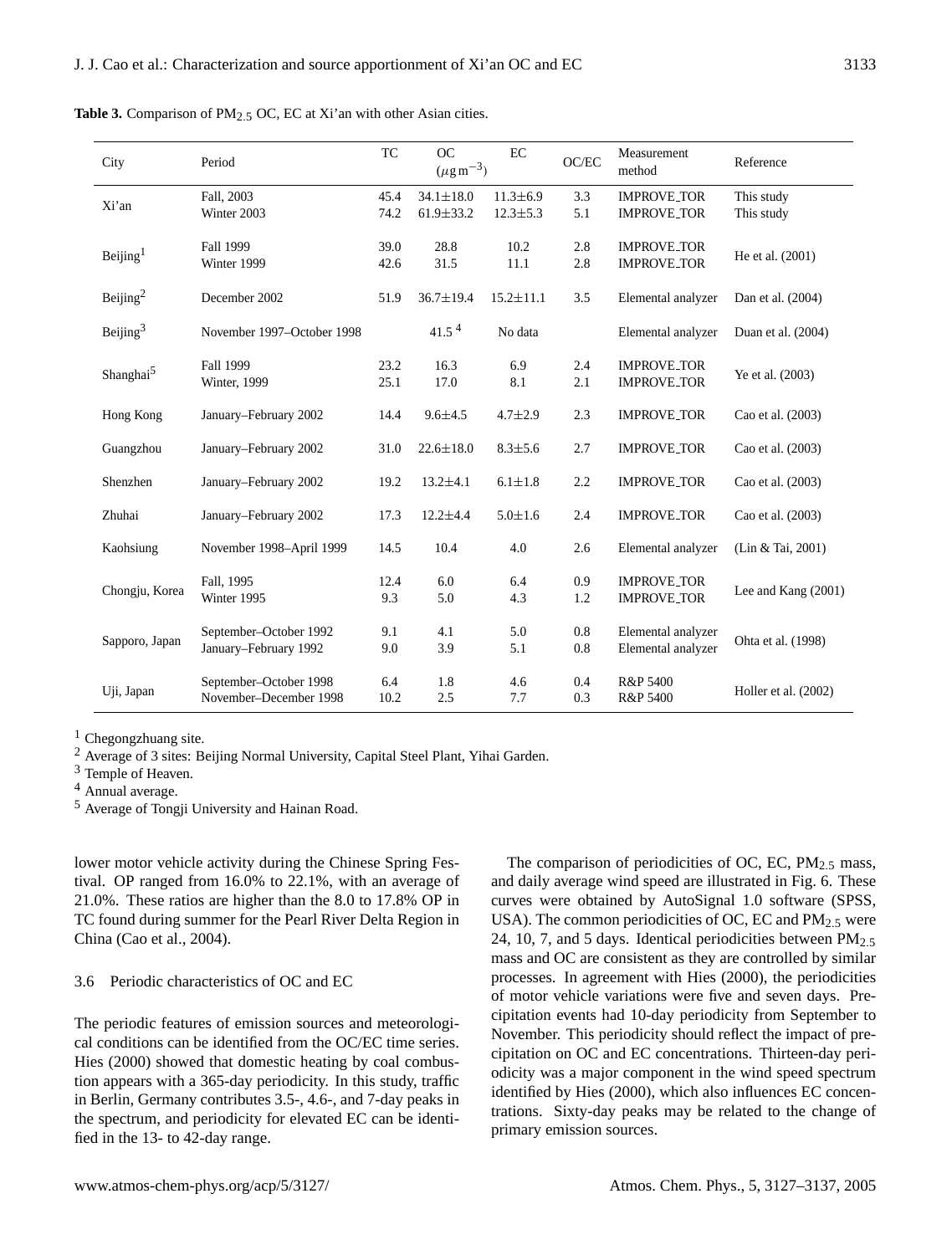**Table 3.** Comparison of $PM_{2.5}$ OC, EC at Xi'an with other Asian cities.

| City | Period | TC | OC ($\mu g\,m^{-3}$) | EC | OC/EC | Measurement method | Reference |
|---|---|---|---|---|---|---|---|
| Xi'an | Fall, 2003 | 45.4 | 34.1±18.0 | 11.3±6.9 | 3.3 | IMPROVE_TOR | This study |
| | Winter 2003 | 74.2 | 61.9±33.2 | 12.3±5.3 | 5.1 | IMPROVE_TOR | This study |
| Beijing[1] | Fall 1999 | 39.0 | 28.8 | 10.2 | 2.8 | IMPROVE_TOR | He et al. (2001) |
| | Winter 1999 | 42.6 | 31.5 | 11.1 | 2.8 | IMPROVE_TOR | |
| Beijing[2] | December 2002 | 51.9 | 36.7±19.4 | 15.2±11.1 | 3.5 | Elemental analyzer | Dan et al. (2004) |
| Beijing[3] | November 1997–October 1998 | | 41.5 [4] | No data | | Elemental analyzer | Duan et al. (2004) |
| Shanghai[5] | Fall 1999 | 23.2 | 16.3 | 6.9 | 2.4 | IMPROVE_TOR | Ye et al. (2003) |
| | Winter, 1999 | 25.1 | 17.0 | 8.1 | 2.1 | IMPROVE_TOR | |
| Hong Kong | January–February 2002 | 14.4 | 9.6±4.5 | 4.7±2.9 | 2.3 | IMPROVE_TOR | Cao et al. (2003) |
| Guangzhou | January–February 2002 | 31.0 | 22.6±18.0 | 8.3±5.6 | 2.7 | IMPROVE_TOR | Cao et al. (2003) |
| Shenzhen | January–February 2002 | 19.2 | 13.2±4.1 | 6.1±1.8 | 2.2 | IMPROVE_TOR | Cao et al. (2003) |
| Zhuhai | January–February 2002 | 17.3 | 12.2±4.4 | 5.0±1.6 | 2.4 | IMPROVE_TOR | Cao et al. (2003) |
| Kaohsiung | November 1998–April 1999 | 14.5 | 10.4 | 4.0 | 2.6 | Elemental analyzer | (Lin & Tai, 2001) |
| Chongju, Korea | Fall, 1995 | 12.4 | 6.0 | 6.4 | 0.9 | IMPROVE_TOR | Lee and Kang (2001) |
| | Winter 1995 | 9.3 | 5.0 | 4.3 | 1.2 | IMPROVE_TOR | |
| Sapporo, Japan | September–October 1992 | 9.1 | 4.1 | 5.0 | 0.8 | Elemental analyzer | Ohta et al. (1998) |
| | January–February 1992 | 9.0 | 3.9 | 5.1 | 0.8 | Elemental analyzer | |
| Uji, Japan | September–October 1998 | 6.4 | 1.8 | 4.6 | 0.4 | R&P 5400 | Holler et al. (2002) |
| | November–December 1998 | 10.2 | 2.5 | 7.7 | 0.3 | R&P 5400 | |

[1] Chegongzhuang site.
[2] Average of 3 sites: Beijing Normal University, Capital Steel Plant, Yihai Garden.
[3] Temple of Heaven.
[4] Annual average.
[5] Average of Tongji University and Hainan Road.

lower motor vehicle activity during the Chinese Spring Festival. OP ranged from 16.0% to 22.1%, with an average of 21.0%. These ratios are higher than the 8.0 to 17.8% OP in TC found during summer for the Pearl River Delta Region in China (Cao et al., 2004).

### 3.6 Periodic characteristics of OC and EC

The periodic features of emission sources and meteorological conditions can be identified from the OC/EC time series. Hies (2000) showed that domestic heating by coal combustion appears with a 365-day periodicity. In this study, traffic in Berlin, Germany contributes 3.5-, 4.6-, and 7-day peaks in the spectrum, and periodicity for elevated EC can be identified in the 13- to 42-day range.

The comparison of periodicities of OC, EC, $PM_{2.5}$ mass, and daily average wind speed are illustrated in Fig. 6. These curves were obtained by AutoSignal 1.0 software (SPSS, USA). The common periodicities of OC, EC and $PM_{2.5}$ were 24, 10, 7, and 5 days. Identical periodicities between $PM_{2.5}$ mass and OC are consistent as they are controlled by similar processes. In agreement with Hies (2000), the periodicities of motor vehicle variations were five and seven days. Precipitation events had 10-day periodicity from September to November. This periodicity should reflect the impact of precipitation on OC and EC concentrations. Thirteen-day periodicity was a major component in the wind speed spectrum identified by Hies (2000), which also influences EC concentrations. Sixty-day peaks may be related to the change of primary emission sources.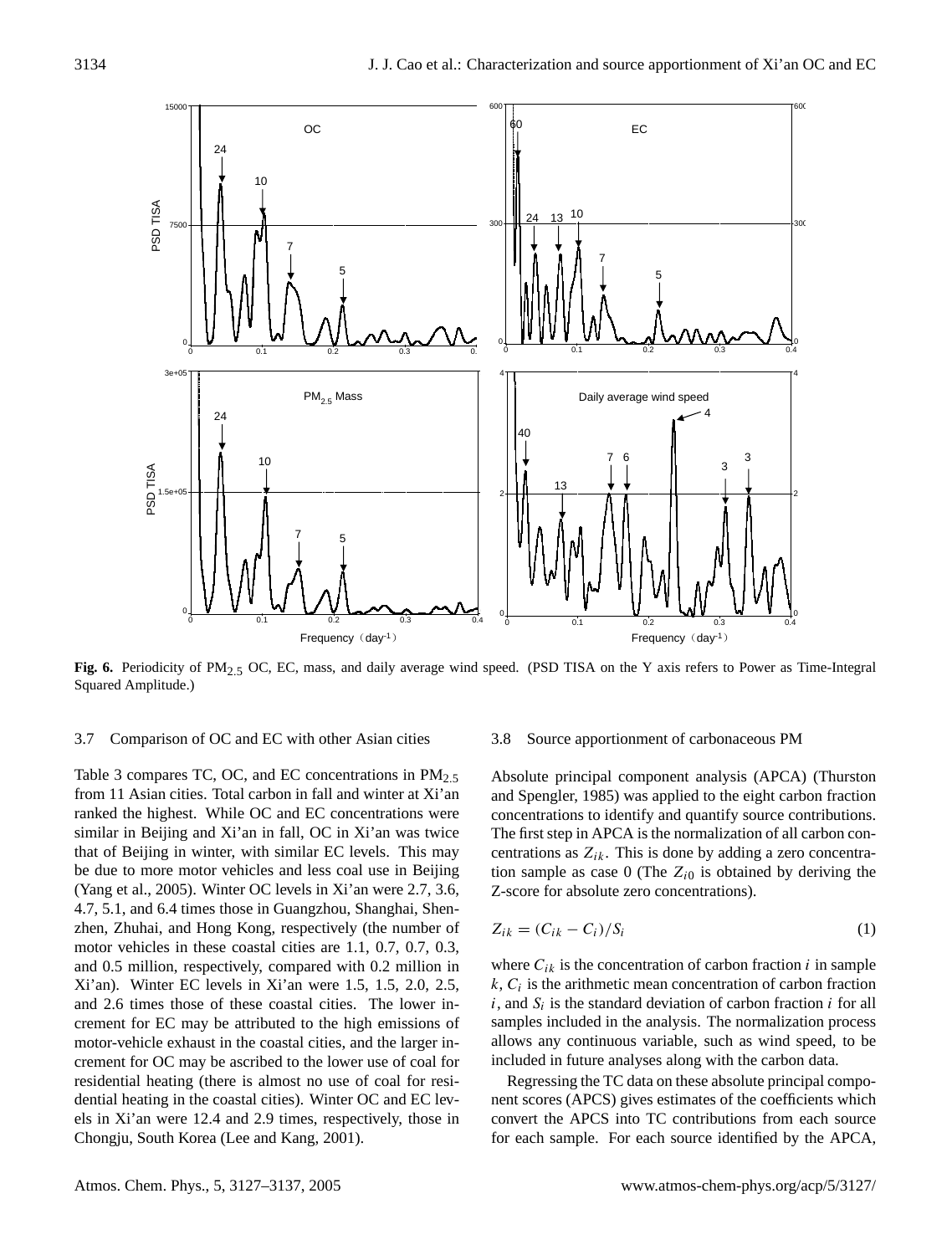**Fig. 6.** Periodicity of $PM_{2.5}$ OC, EC, mass, and daily average wind speed. (PSD TISA on the Y axis refers to Power as Time-Integral Squared Amplitude.)

### 3.7 Comparison of OC and EC with other Asian cities

Table 3 compares TC, OC, and EC concentrations in $PM_{2.5}$ from 11 Asian cities. Total carbon in fall and winter at Xi'an ranked the highest. While OC and EC concentrations were similar in Beijing and Xi'an in fall, OC in Xi'an was twice that of Beijing in winter, with similar EC levels. This may be due to more motor vehicles and less coal use in Beijing (Yang et al., 2005). Winter OC levels in Xi'an were 2.7, 3.6, 4.7, 5.1, and 6.4 times those in Guangzhou, Shanghai, Shenzhen, Zhuhai, and Hong Kong, respectively (the number of motor vehicles in these coastal cities are 1.1, 0.7, 0.7, 0.3, and 0.5 million, respectively, compared with 0.2 million in Xi'an). Winter EC levels in Xi'an were 1.5, 1.5, 2.0, 2.5, and 2.6 times those of these coastal cities. The lower increment for EC may be attributed to the high emissions of motor-vehicle exhaust in the coastal cities, and the larger increment for OC may be ascribed to the lower use of coal for residential heating (there is almost no use of coal for residential heating in the coastal cities). Winter OC and EC levels in Xi'an were 12.4 and 2.9 times, respectively, those in Chongju, South Korea (Lee and Kang, 2001).

### 3.8 Source apportionment of carbonaceous PM

Absolute principal component analysis (APCA) (Thurston and Spengler, 1985) was applied to the eight carbon fraction concentrations to identify and quantify source contributions. The first step in APCA is the normalization of all carbon concentrations as $Z_{ik}$. This is done by adding a zero concentration sample as case 0 (The $Z_{i0}$ is obtained by deriving the Z-score for absolute zero concentrations).

$$Z_{ik} = (C_{ik} - C_i)/S_i \tag{1}$$

where $C_{ik}$ is the concentration of carbon fraction $i$ in sample $k$, $C_i$ is the arithmetic mean concentration of carbon fraction $i$, and $S_i$ is the standard deviation of carbon fraction $i$ for all samples included in the analysis. The normalization process allows any continuous variable, such as wind speed, to be included in future analyses along with the carbon data.

Regressing the TC data on these absolute principal component scores (APCS) gives estimates of the coefficients which convert the APCS into TC contributions from each source for each sample. For each source identified by the APCA,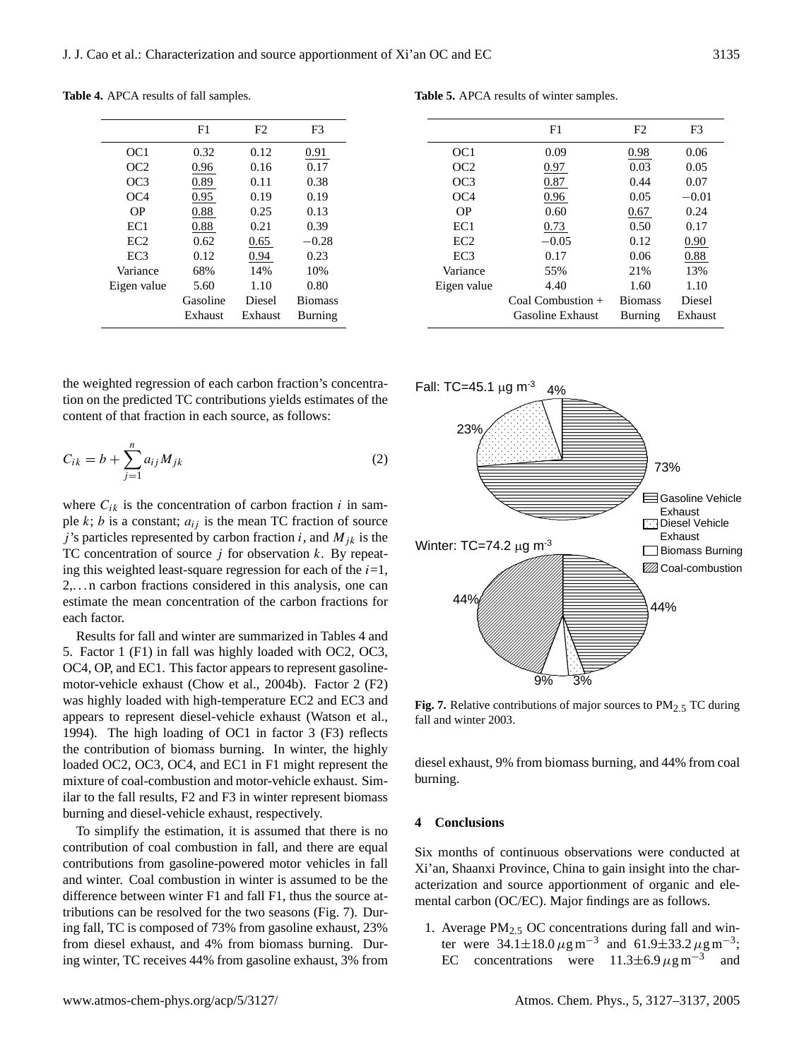**Table 4.** APCA results of fall samples.

| | F1 | F2 | F3 |
|---|---|---|---|
| OC1 | 0.32 | 0.12 | <u>0.91</u> |
| OC2 | <u>0.96</u> | 0.16 | 0.17 |
| OC3 | <u>0.89</u> | 0.11 | 0.38 |
| OC4 | <u>0.95</u> | 0.19 | 0.19 |
| OP | <u>0.88</u> | 0.25 | 0.13 |
| EC1 | <u>0.88</u> | 0.21 | 0.39 |
| EC2 | 0.62 | <u>0.65</u> | −0.28 |
| EC3 | 0.12 | <u>0.94</u> | 0.23 |
| Variance | 68% | 14% | 10% |
| Eigen value | 5.60 | 1.10 | 0.80 |
| | Gasoline Exhaust | Diesel Exhaust | Biomass Burning |

**Table 5.** APCA results of winter samples.

| | F1 | F2 | F3 |
|---|---|---|---|
| OC1 | 0.09 | <u>0.98</u> | 0.06 |
| OC2 | <u>0.97</u> | 0.03 | 0.05 |
| OC3 | <u>0.87</u> | 0.44 | 0.07 |
| OC4 | <u>0.96</u> | 0.05 | −0.01 |
| OP | 0.60 | <u>0.67</u> | 0.24 |
| EC1 | <u>0.73</u> | 0.50 | 0.17 |
| EC2 | −0.05 | 0.12 | <u>0.90</u> |
| EC3 | 0.17 | 0.06 | <u>0.88</u> |
| Variance | 55% | 21% | 13% |
| Eigen value | 4.40 | 1.60 | 1.10 |
| | Coal Combustion + Gasoline Exhaust | Biomass Burning | Diesel Exhaust |

the weighted regression of each carbon fraction's concentration on the predicted TC contributions yields estimates of the content of that fraction in each source, as follows:

$$C_{ik} = b + \sum_{j=1}^{n} a_{ij} M_{jk} \tag{2}$$

where $C_{ik}$ is the concentration of carbon fraction $i$ in sample $k$; $b$ is a constant; $a_{ij}$ is the mean TC fraction of source $j$'s particles represented by carbon fraction $i$, and $M_{jk}$ is the TC concentration of source $j$ for observation $k$. By repeating this weighted least-square regression for each of the $i$=1, 2,…n carbon fractions considered in this analysis, one can estimate the mean concentration of the carbon fractions for each factor.

Results for fall and winter are summarized in Tables 4 and 5. Factor 1 (F1) in fall was highly loaded with OC2, OC3, OC4, OP, and EC1. This factor appears to represent gasoline-motor-vehicle exhaust (Chow et al., 2004b). Factor 2 (F2) was highly loaded with high-temperature EC2 and EC3 and appears to represent diesel-vehicle exhaust (Watson et al., 1994). The high loading of OC1 in factor 3 (F3) reflects the contribution of biomass burning. In winter, the highly loaded OC2, OC3, OC4, and EC1 in F1 might represent the mixture of coal-combustion and motor-vehicle exhaust. Similar to the fall results, F2 and F3 in winter represent biomass burning and diesel-vehicle exhaust, respectively.

To simplify the estimation, it is assumed that there is no contribution of coal combustion in fall, and there are equal contributions from gasoline-powered motor vehicles in fall and winter. Coal combustion in winter is assumed to be the difference between winter F1 and fall F1, thus the source attributions can be resolved for the two seasons (Fig. 7). During fall, TC is composed of 73% from gasoline exhaust, 23% from diesel exhaust, and 4% from biomass burning. During winter, TC receives 44% from gasoline exhaust, 3% from diesel exhaust, 9% from biomass burning, and 44% from coal burning.

**Fig. 7.** Relative contributions of major sources to $PM_{2.5}$ TC during fall and winter 2003.

## 4 Conclusions

Six months of continuous observations were conducted at Xi'an, Shaanxi Province, China to gain insight into the characterization and source apportionment of organic and elemental carbon (OC/EC). Major findings are as follows.

1. Average $PM_{2.5}$ OC concentrations during fall and winter were $34.1\pm18.0\,\mu g\,m^{-3}$ and $61.9\pm33.2\,\mu g\,m^{-3}$; EC concentrations were $11.3\pm6.9\,\mu g\,m^{-3}$ and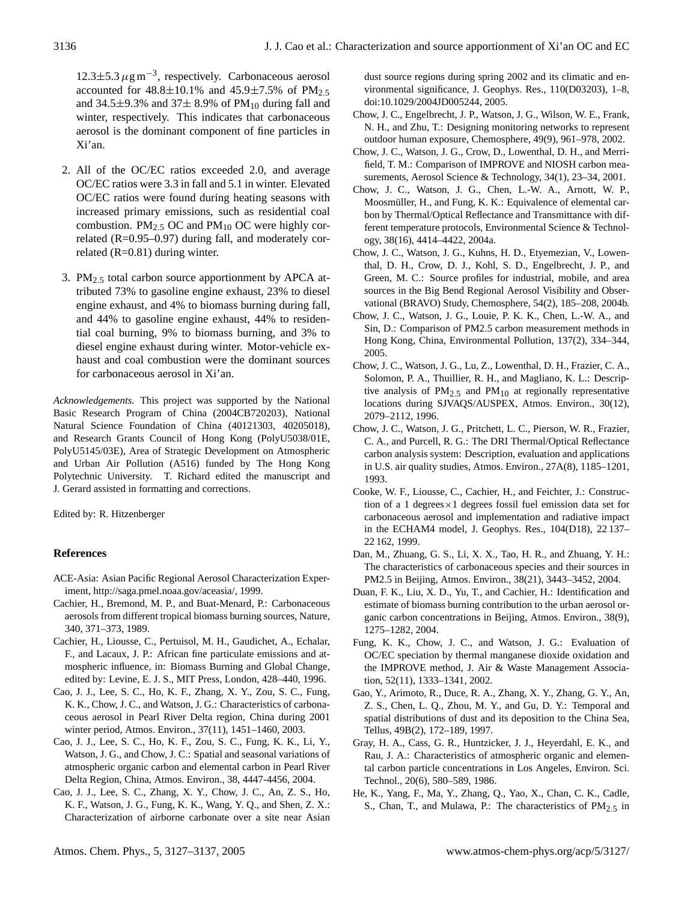$12.3\pm5.3\,\mu g\,m^{-3}$, respectively. Carbonaceous aerosol accounted for 48.8±10.1% and 45.9±7.5% of $PM_{2.5}$ and 34.5±9.3% and 37± 8.9% of $PM_{10}$ during fall and winter, respectively. This indicates that carbonaceous aerosol is the dominant component of fine particles in Xi'an.

2. All of the OC/EC ratios exceeded 2.0, and average OC/EC ratios were 3.3 in fall and 5.1 in winter. Elevated OC/EC ratios were found during heating seasons with increased primary emissions, such as residential coal combustion. $PM_{2.5}$ OC and $PM_{10}$ OC were highly correlated (R=0.95–0.97) during fall, and moderately correlated (R=0.81) during winter.

3. $PM_{2.5}$ total carbon source apportionment by APCA attributed 73% to gasoline engine exhaust, 23% to diesel engine exhaust, and 4% to biomass burning during fall, and 44% to gasoline engine exhaust, 44% to residential coal burning, 9% to biomass burning, and 3% to diesel engine exhaust during winter. Motor-vehicle exhaust and coal combustion were the dominant sources for carbonaceous aerosol in Xi'an.

*Acknowledgements.* This project was supported by the National Basic Research Program of China (2004CB720203), National Natural Science Foundation of China (40121303, 40205018), and Research Grants Council of Hong Kong (PolyU5038/01E, PolyU5145/03E), Area of Strategic Development on Atmospheric and Urban Air Pollution (A516) funded by The Hong Kong Polytechnic University. T. Richard edited the manuscript and J. Gerard assisted in formatting and corrections.

Edited by: R. Hitzenberger

## References

ACE-Asia: Asian Pacific Regional Aerosol Characterization Experiment, http://saga.pmel.noaa.gov/aceasia/, 1999.

Cachier, H., Bremond, M. P., and Buat-Menard, P.: Carbonaceous aerosols from different tropical biomass burning sources, Nature, 340, 371–373, 1989.

Cachier, H., Liousse, C., Pertuisol, M. H., Gaudichet, A., Echalar, F., and Lacaux, J. P.: African fine particulate emissions and atmospheric influence, in: Biomass Burning and Global Change, edited by: Levine, E. J. S., MIT Press, London, 428–440, 1996.

Cao, J. J., Lee, S. C., Ho, K. F., Zhang, X. Y., Zou, S. C., Fung, K. K., Chow, J. C., and Watson, J. G.: Characteristics of carbonaceous aerosol in Pearl River Delta region, China during 2001 winter period, Atmos. Environ., 37(11), 1451–1460, 2003.

Cao, J. J., Lee, S. C., Ho, K. F., Zou, S. C., Fung, K. K., Li, Y., Watson, J. G., and Chow, J. C.: Spatial and seasonal variations of atmospheric organic carbon and elemental carbon in Pearl River Delta Region, China, Atmos. Environ., 38, 4447-4456, 2004.

Cao, J. J., Lee, S. C., Zhang, X. Y., Chow, J. C., An, Z. S., Ho, K. F., Watson, J. G., Fung, K. K., Wang, Y. Q., and Shen, Z. X.: Characterization of airborne carbonate over a site near Asian dust source regions during spring 2002 and its climatic and environmental significance, J. Geophys. Res., 110(D03203), 1–8, doi:10.1029/2004JD005244, 2005.

Chow, J. C., Engelbrecht, J. P., Watson, J. G., Wilson, W. E., Frank, N. H., and Zhu, T.: Designing monitoring networks to represent outdoor human exposure, Chemosphere, 49(9), 961–978, 2002.

Chow, J. C., Watson, J. G., Crow, D., Lowenthal, D. H., and Merrifield, T. M.: Comparison of IMPROVE and NIOSH carbon measurements, Aerosol Science & Technology, 34(1), 23–34, 2001.

Chow, J. C., Watson, J. G., Chen, L.-W. A., Arnott, W. P., Moosmüller, H., and Fung, K. K.: Equivalence of elemental carbon by Thermal/Optical Reflectance and Transmittance with different temperature protocols, Environmental Science & Technology, 38(16), 4414–4422, 2004a.

Chow, J. C., Watson, J. G., Kuhns, H. D., Etyemezian, V., Lowenthal, D. H., Crow, D. J., Kohl, S. D., Engelbrecht, J. P., and Green, M. C.: Source profiles for industrial, mobile, and area sources in the Big Bend Regional Aerosol Visibility and Observational (BRAVO) Study, Chemosphere, 54(2), 185–208, 2004b.

Chow, J. C., Watson, J. G., Louie, P. K. K., Chen, L.-W. A., and Sin, D.: Comparison of PM2.5 carbon measurement methods in Hong Kong, China, Environmental Pollution, 137(2), 334–344, 2005.

Chow, J. C., Watson, J. G., Lu, Z., Lowenthal, D. H., Frazier, C. A., Solomon, P. A., Thuillier, R. H., and Magliano, K. L.: Descriptive analysis of $PM_{2.5}$ and $PM_{10}$ at regionally representative locations during SJVAQS/AUSPEX, Atmos. Environ., 30(12), 2079–2112, 1996.

Chow, J. C., Watson, J. G., Pritchett, L. C., Pierson, W. R., Frazier, C. A., and Purcell, R. G.: The DRI Thermal/Optical Reflectance carbon analysis system: Description, evaluation and applications in U.S. air quality studies, Atmos. Environ., 27A(8), 1185–1201, 1993.

Cooke, W. F., Liousse, C., Cachier, H., and Feichter, J.: Construction of a 1 degrees×1 degrees fossil fuel emission data set for carbonaceous aerosol and implementation and radiative impact in the ECHAM4 model, J. Geophys. Res., 104(D18), 22 137–22 162, 1999.

Dan, M., Zhuang, G. S., Li, X. X., Tao, H. R., and Zhuang, Y. H.: The characteristics of carbonaceous species and their sources in PM2.5 in Beijing, Atmos. Environ., 38(21), 3443–3452, 2004.

Duan, F. K., Liu, X. D., Yu, T., and Cachier, H.: Identification and estimate of biomass burning contribution to the urban aerosol organic carbon concentrations in Beijing, Atmos. Environ., 38(9), 1275–1282, 2004.

Fung, K. K., Chow, J. C., and Watson, J. G.: Evaluation of OC/EC speciation by thermal manganese dioxide oxidation and the IMPROVE method, J. Air & Waste Management Association, 52(11), 1333–1341, 2002.

Gao, Y., Arimoto, R., Duce, R. A., Zhang, X. Y., Zhang, G. Y., An, Z. S., Chen, L. Q., Zhou, M. Y., and Gu, D. Y.: Temporal and spatial distributions of dust and its deposition to the China Sea, Tellus, 49B(2), 172–189, 1997.

Gray, H. A., Cass, G. R., Huntzicker, J. J., Heyerdahl, E. K., and Rau, J. A.: Characteristics of atmospheric organic and elemental carbon particle concentrations in Los Angeles, Environ. Sci. Technol., 20(6), 580–589, 1986.

He, K., Yang, F., Ma, Y., Zhang, Q., Yao, X., Chan, C. K., Cadle, S., Chan, T., and Mulawa, P.: The characteristics of $PM_{2.5}$ in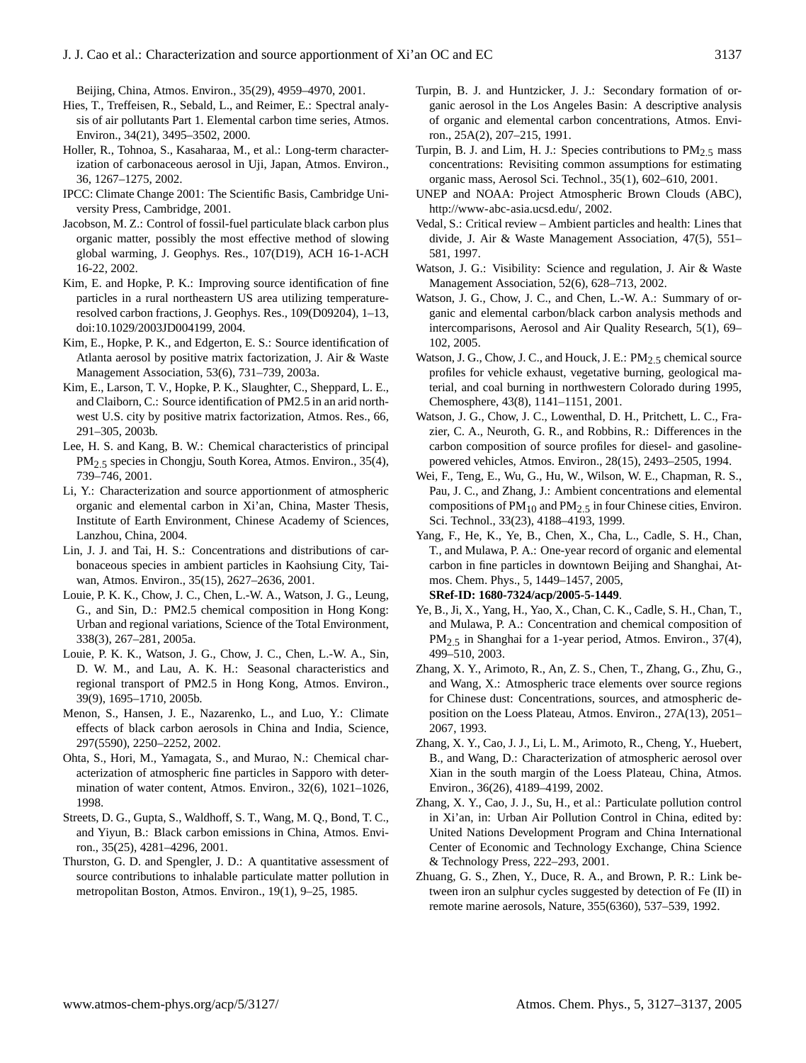Beijing, China, Atmos. Environ., 35(29), 4959–4970, 2001.

Hies, T., Treffeisen, R., Sebald, L., and Reimer, E.: Spectral analysis of air pollutants Part 1. Elemental carbon time series, Atmos. Environ., 34(21), 3495–3502, 2000.

Holler, R., Tohnoa, S., Kasaharaa, M., et al.: Long-term characterization of carbonaceous aerosol in Uji, Japan, Atmos. Environ., 36, 1267–1275, 2002.

IPCC: Climate Change 2001: The Scientific Basis, Cambridge University Press, Cambridge, 2001.

Jacobson, M. Z.: Control of fossil-fuel particulate black carbon plus organic matter, possibly the most effective method of slowing global warming, J. Geophys. Res., 107(D19), ACH 16-1-ACH 16-22, 2002.

Kim, E. and Hopke, P. K.: Improving source identification of fine particles in a rural northeastern US area utilizing temperature-resolved carbon fractions, J. Geophys. Res., 109(D09204), 1–13, doi:10.1029/2003JD004199, 2004.

Kim, E., Hopke, P. K., and Edgerton, E. S.: Source identification of Atlanta aerosol by positive matrix factorization, J. Air & Waste Management Association, 53(6), 731–739, 2003a.

Kim, E., Larson, T. V., Hopke, P. K., Slaughter, C., Sheppard, L. E., and Claiborn, C.: Source identification of PM2.5 in an arid northwest U.S. city by positive matrix factorization, Atmos. Res., 66, 291–305, 2003b.

Lee, H. S. and Kang, B. W.: Chemical characteristics of principal $PM_{2.5}$ species in Chongju, South Korea, Atmos. Environ., 35(4), 739–746, 2001.

Li, Y.: Characterization and source apportionment of atmospheric organic and elemental carbon in Xi'an, China, Master Thesis, Institute of Earth Environment, Chinese Academy of Sciences, Lanzhou, China, 2004.

Lin, J. J. and Tai, H. S.: Concentrations and distributions of carbonaceous species in ambient particles in Kaohsiung City, Taiwan, Atmos. Environ., 35(15), 2627–2636, 2001.

Louie, P. K. K., Chow, J. C., Chen, L.-W. A., Watson, J. G., Leung, G., and Sin, D.: PM2.5 chemical composition in Hong Kong: Urban and regional variations, Science of the Total Environment, 338(3), 267–281, 2005a.

Louie, P. K. K., Watson, J. G., Chow, J. C., Chen, L.-W. A., Sin, D. W. M., and Lau, A. K. H.: Seasonal characteristics and regional transport of PM2.5 in Hong Kong, Atmos. Environ., 39(9), 1695–1710, 2005b.

Menon, S., Hansen, J. E., Nazarenko, L., and Luo, Y.: Climate effects of black carbon aerosols in China and India, Science, 297(5590), 2250–2252, 2002.

Ohta, S., Hori, M., Yamagata, S., and Murao, N.: Chemical characterization of atmospheric fine particles in Sapporo with determination of water content, Atmos. Environ., 32(6), 1021–1026, 1998.

Streets, D. G., Gupta, S., Waldhoff, S. T., Wang, M. Q., Bond, T. C., and Yiyun, B.: Black carbon emissions in China, Atmos. Environ., 35(25), 4281–4296, 2001.

Thurston, G. D. and Spengler, J. D.: A quantitative assessment of source contributions to inhalable particulate matter pollution in metropolitan Boston, Atmos. Environ., 19(1), 9–25, 1985.

Turpin, B. J. and Huntzicker, J. J.: Secondary formation of organic aerosol in the Los Angeles Basin: A descriptive analysis of organic and elemental carbon concentrations, Atmos. Environ., 25A(2), 207–215, 1991.

Turpin, B. J. and Lim, H. J.: Species contributions to $PM_{2.5}$ mass concentrations: Revisiting common assumptions for estimating organic mass, Aerosol Sci. Technol., 35(1), 602–610, 2001.

UNEP and NOAA: Project Atmospheric Brown Clouds (ABC), http://www-abc-asia.ucsd.edu/, 2002.

Vedal, S.: Critical review – Ambient particles and health: Lines that divide, J. Air & Waste Management Association, 47(5), 551–581, 1997.

Watson, J. G.: Visibility: Science and regulation, J. Air & Waste Management Association, 52(6), 628–713, 2002.

Watson, J. G., Chow, J. C., and Chen, L.-W. A.: Summary of organic and elemental carbon/black carbon analysis methods and intercomparisons, Aerosol and Air Quality Research, 5(1), 69–102, 2005.

Watson, J. G., Chow, J. C., and Houck, J. E.: $PM_{2.5}$ chemical source profiles for vehicle exhaust, vegetative burning, geological material, and coal burning in northwestern Colorado during 1995, Chemosphere, 43(8), 1141–1151, 2001.

Watson, J. G., Chow, J. C., Lowenthal, D. H., Pritchett, L. C., Frazier, C. A., Neuroth, G. R., and Robbins, R.: Differences in the carbon composition of source profiles for diesel- and gasoline-powered vehicles, Atmos. Environ., 28(15), 2493–2505, 1994.

Wei, F., Teng, E., Wu, G., Hu, W., Wilson, W. E., Chapman, R. S., Pau, J. C., and Zhang, J.: Ambient concentrations and elemental compositions of $PM_{10}$ and $PM_{2.5}$ in four Chinese cities, Environ. Sci. Technol., 33(23), 4188–4193, 1999.

Yang, F., He, K., Ye, B., Chen, X., Cha, L., Cadle, S. H., Chan, T., and Mulawa, P. A.: One-year record of organic and elemental carbon in fine particles in downtown Beijing and Shanghai, Atmos. Chem. Phys., 5, 1449–1457, 2005, **SRef-ID: 1680-7324/acp/2005-5-1449**.

Ye, B., Ji, X., Yang, H., Yao, X., Chan, C. K., Cadle, S. H., Chan, T., and Mulawa, P. A.: Concentration and chemical composition of $PM_{2.5}$ in Shanghai for a 1-year period, Atmos. Environ., 37(4), 499–510, 2003.

Zhang, X. Y., Arimoto, R., An, Z. S., Chen, T., Zhang, G., Zhu, G., and Wang, X.: Atmospheric trace elements over source regions for Chinese dust: Concentrations, sources, and atmospheric deposition on the Loess Plateau, Atmos. Environ., 27A(13), 2051–2067, 1993.

Zhang, X. Y., Cao, J. J., Li, L. M., Arimoto, R., Cheng, Y., Huebert, B., and Wang, D.: Characterization of atmospheric aerosol over Xian in the south margin of the Loess Plateau, China, Atmos. Environ., 36(26), 4189–4199, 2002.

Zhang, X. Y., Cao, J. J., Su, H., et al.: Particulate pollution control in Xi'an, in: Urban Air Pollution Control in China, edited by: United Nations Development Program and China International Center of Economic and Technology Exchange, China Science & Technology Press, 222–293, 2001.

Zhuang, G. S., Zhen, Y., Duce, R. A., and Brown, P. R.: Link between iron an sulphur cycles suggested by detection of Fe (II) in remote marine aerosols, Nature, 355(6360), 537–539, 1992.